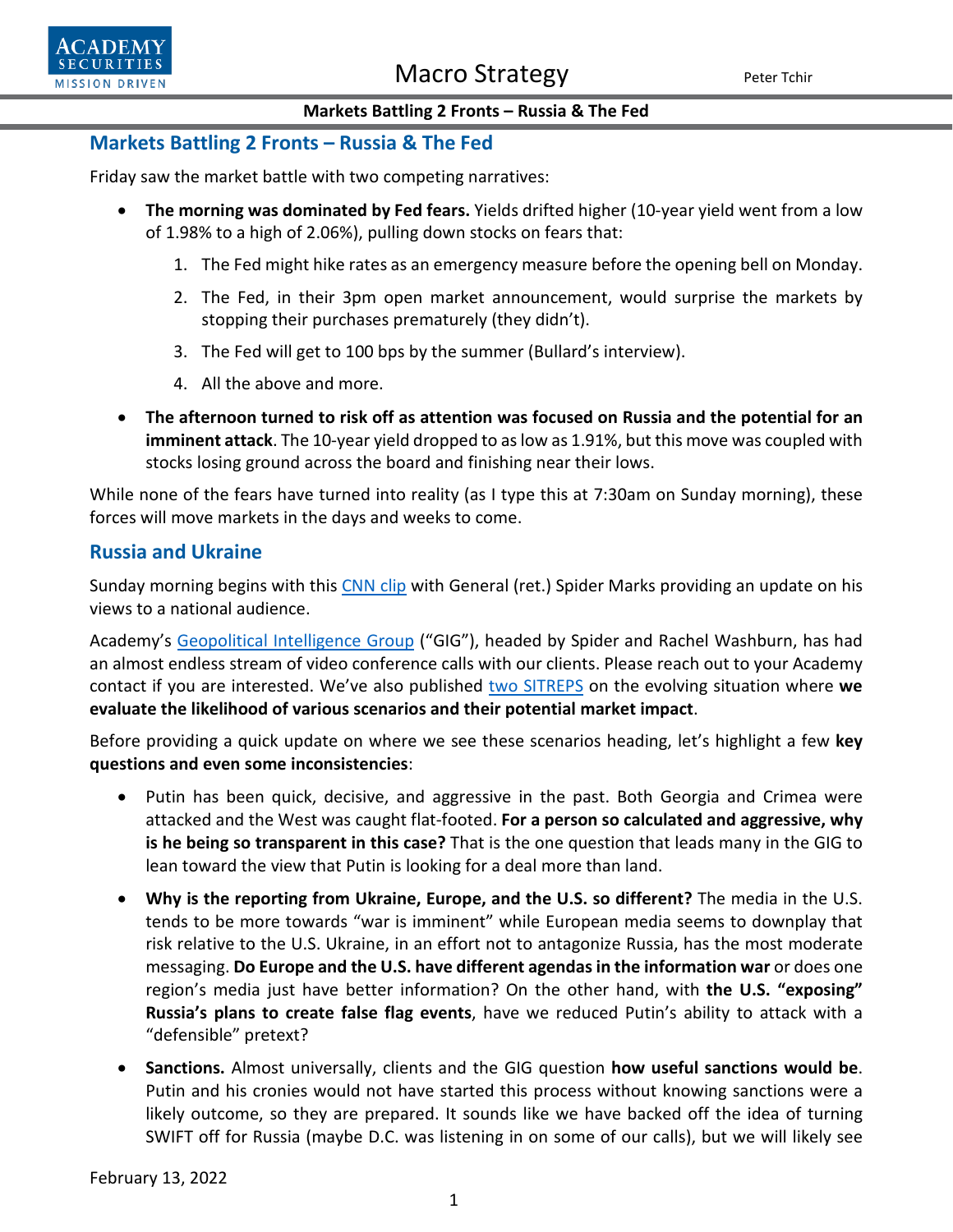## Markets Battling 2 Fronts – Russia & The Fed

Friday saw the market battle with two competing narratives:

- **The morning was dominated by Fed fears.** Yields drifted higher (10-year yield went from a low of 1.98% to a high of 2.06%), pulling down stocks on fears that:
    1. The Fed might hike rates as an emergency measure before the opening bell on Monday.
    2. The Fed, in their 3pm open market announcement, would surprise the markets by stopping their purchases prematurely (they didn't).
    3. The Fed will get to 100 bps by the summer (Bullard's interview).
    4. All the above and more.
- **The afternoon turned to risk off as attention was focused on Russia and the potential for an imminent attack**. The 10-year yield dropped to as low as 1.91%, but this move was coupled with stocks losing ground across the board and finishing near their lows.

While none of the fears have turned into reality (as I type this at 7:30am on Sunday morning), these forces will move markets in the days and weeks to come.

## Russia and Ukraine

Sunday morning begins with this CNN clip with General (ret.) Spider Marks providing an update on his views to a national audience.

Academy's Geopolitical Intelligence Group ("GIG"), headed by Spider and Rachel Washburn, has had an almost endless stream of video conference calls with our clients. Please reach out to your Academy contact if you are interested. We've also published two SITREPS on the evolving situation where **we evaluate the likelihood of various scenarios and their potential market impact**.

Before providing a quick update on where we see these scenarios heading, let's highlight a few **key questions and even some inconsistencies**:

- Putin has been quick, decisive, and aggressive in the past. Both Georgia and Crimea were attacked and the West was caught flat-footed. **For a person so calculated and aggressive, why is he being so transparent in this case?** That is the one question that leads many in the GIG to lean toward the view that Putin is looking for a deal more than land.
- **Why is the reporting from Ukraine, Europe, and the U.S. so different?** The media in the U.S. tends to be more towards "war is imminent" while European media seems to downplay that risk relative to the U.S. Ukraine, in an effort not to antagonize Russia, has the most moderate messaging. **Do Europe and the U.S. have different agendas in the information war** or does one region's media just have better information? On the other hand, with **the U.S. "exposing" Russia's plans to create false flag events**, have we reduced Putin's ability to attack with a "defensible" pretext?
- **Sanctions.** Almost universally, clients and the GIG question **how useful sanctions would be**. Putin and his cronies would not have started this process without knowing sanctions were a likely outcome, so they are prepared. It sounds like we have backed off the idea of turning SWIFT off for Russia (maybe D.C. was listening in on some of our calls), but we will likely see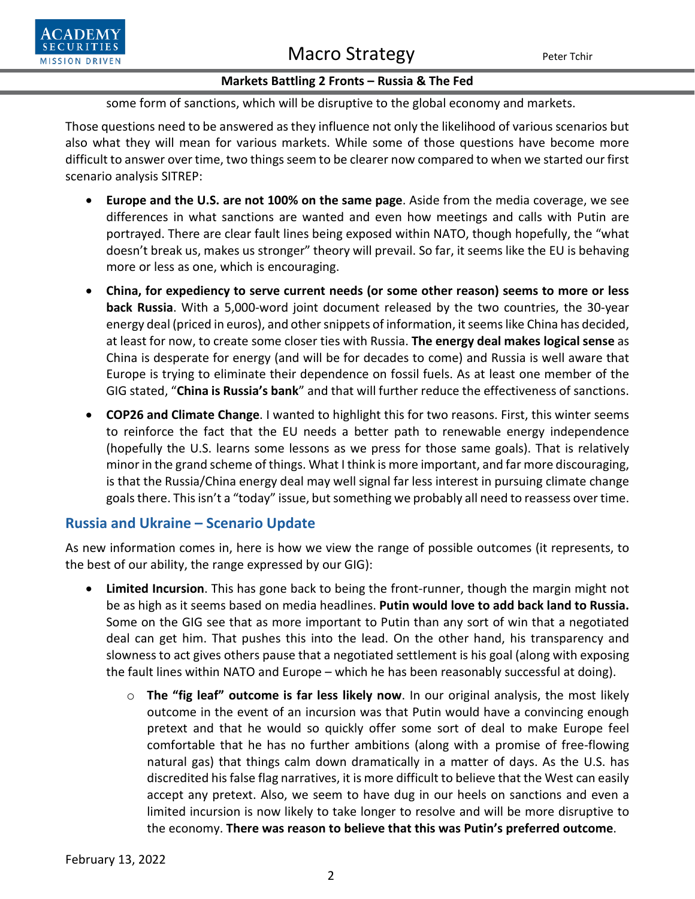some form of sanctions, which will be disruptive to the global economy and markets.

Those questions need to be answered as they influence not only the likelihood of various scenarios but also what they will mean for various markets. While some of those questions have become more difficult to answer over time, two things seem to be clearer now compared to when we started our first scenario analysis SITREP:

- **Europe and the U.S. are not 100% on the same page**. Aside from the media coverage, we see differences in what sanctions are wanted and even how meetings and calls with Putin are portrayed. There are clear fault lines being exposed within NATO, though hopefully, the "what doesn't break us, makes us stronger" theory will prevail. So far, it seems like the EU is behaving more or less as one, which is encouraging.
- **China, for expediency to serve current needs (or some other reason) seems to more or less back Russia**. With a 5,000-word joint document released by the two countries, the 30-year energy deal (priced in euros), and other snippets of information, it seems like China has decided, at least for now, to create some closer ties with Russia. **The energy deal makes logical sense** as China is desperate for energy (and will be for decades to come) and Russia is well aware that Europe is trying to eliminate their dependence on fossil fuels. As at least one member of the GIG stated, "**China is Russia's bank**" and that will further reduce the effectiveness of sanctions.
- **COP26 and Climate Change**. I wanted to highlight this for two reasons. First, this winter seems to reinforce the fact that the EU needs a better path to renewable energy independence (hopefully the U.S. learns some lessons as we press for those same goals). That is relatively minor in the grand scheme of things. What I think is more important, and far more discouraging, is that the Russia/China energy deal may well signal far less interest in pursuing climate change goals there. This isn't a "today" issue, but something we probably all need to reassess over time.

## Russia and Ukraine – Scenario Update

As new information comes in, here is how we view the range of possible outcomes (it represents, to the best of our ability, the range expressed by our GIG):

- **Limited Incursion**. This has gone back to being the front-runner, though the margin might not be as high as it seems based on media headlines. **Putin would love to add back land to Russia.** Some on the GIG see that as more important to Putin than any sort of win that a negotiated deal can get him. That pushes this into the lead. On the other hand, his transparency and slowness to act gives others pause that a negotiated settlement is his goal (along with exposing the fault lines within NATO and Europe – which he has been reasonably successful at doing).
  - **The "fig leaf" outcome is far less likely now**. In our original analysis, the most likely outcome in the event of an incursion was that Putin would have a convincing enough pretext and that he would so quickly offer some sort of deal to make Europe feel comfortable that he has no further ambitions (along with a promise of free-flowing natural gas) that things calm down dramatically in a matter of days. As the U.S. has discredited his false flag narratives, it is more difficult to believe that the West can easily accept any pretext. Also, we seem to have dug in our heels on sanctions and even a limited incursion is now likely to take longer to resolve and will be more disruptive to the economy. **There was reason to believe that this was Putin's preferred outcome**.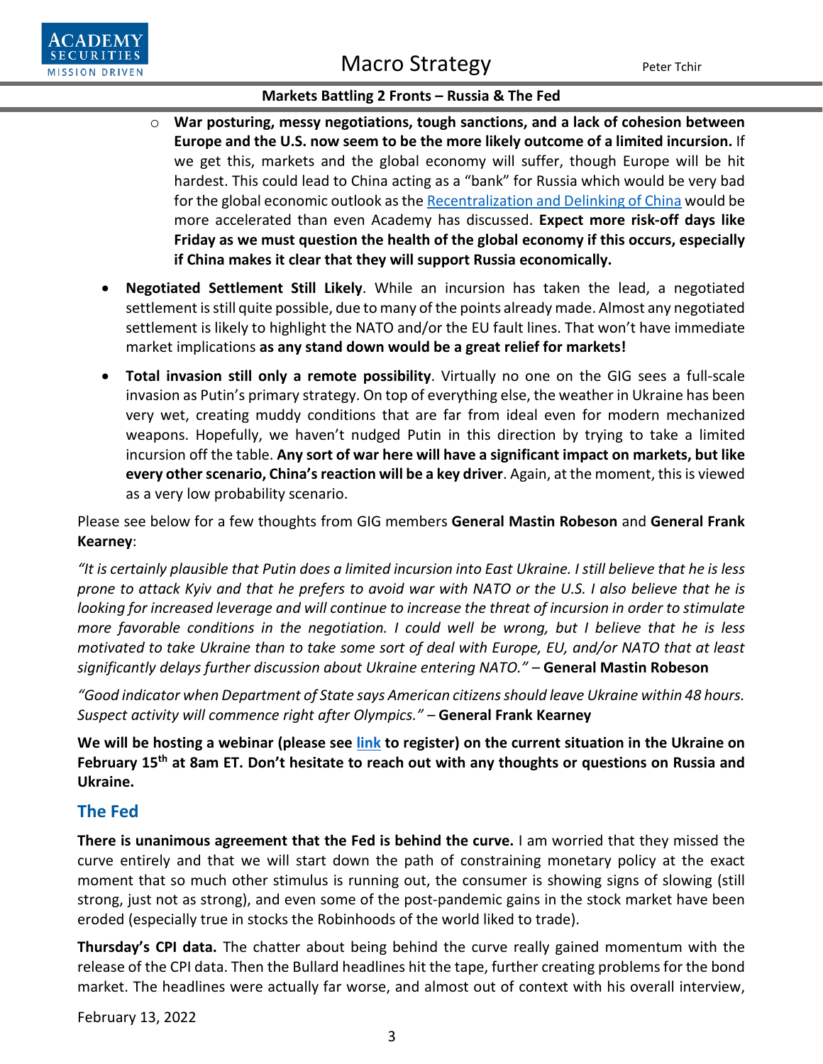- **War posturing, messy negotiations, tough sanctions, and a lack of cohesion between Europe and the U.S. now seem to be the more likely outcome of a limited incursion.** If we get this, markets and the global economy will suffer, though Europe will be hit hardest. This could lead to China acting as a "bank" for Russia which would be very bad for the global economic outlook as the [Recentralization and Delinking of China]() would be more accelerated than even Academy has discussed. **Expect more risk-off days like Friday as we must question the health of the global economy if this occurs, especially if China makes it clear that they will support Russia economically.**

- **Negotiated Settlement Still Likely**. While an incursion has taken the lead, a negotiated settlement is still quite possible, due to many of the points already made. Almost any negotiated settlement is likely to highlight the NATO and/or the EU fault lines. That won't have immediate market implications **as any stand down would be a great relief for markets!**
- **Total invasion still only a remote possibility**. Virtually no one on the GIG sees a full-scale invasion as Putin's primary strategy. On top of everything else, the weather in Ukraine has been very wet, creating muddy conditions that are far from ideal even for modern mechanized weapons. Hopefully, we haven't nudged Putin in this direction by trying to take a limited incursion off the table. **Any sort of war here will have a significant impact on markets, but like every other scenario, China's reaction will be a key driver**. Again, at the moment, this is viewed as a very low probability scenario.

Please see below for a few thoughts from GIG members **General Mastin Robeson** and **General Frank Kearney**:

*"It is certainly plausible that Putin does a limited incursion into East Ukraine. I still believe that he is less prone to attack Kyiv and that he prefers to avoid war with NATO or the U.S. I also believe that he is looking for increased leverage and will continue to increase the threat of incursion in order to stimulate more favorable conditions in the negotiation. I could well be wrong, but I believe that he is less motivated to take Ukraine than to take some sort of deal with Europe, EU, and/or NATO that at least significantly delays further discussion about Ukraine entering NATO."* – **General Mastin Robeson**

*"Good indicator when Department of State says American citizens should leave Ukraine within 48 hours. Suspect activity will commence right after Olympics."* – **General Frank Kearney**

**We will be hosting a webinar (please see [link]() to register) on the current situation in the Ukraine on February 15th at 8am ET. Don't hesitate to reach out with any thoughts or questions on Russia and Ukraine.**

## The Fed

**There is unanimous agreement that the Fed is behind the curve.** I am worried that they missed the curve entirely and that we will start down the path of constraining monetary policy at the exact moment that so much other stimulus is running out, the consumer is showing signs of slowing (still strong, just not as strong), and even some of the post-pandemic gains in the stock market have been eroded (especially true in stocks the Robinhoods of the world liked to trade).

**Thursday's CPI data.** The chatter about being behind the curve really gained momentum with the release of the CPI data. Then the Bullard headlines hit the tape, further creating problems for the bond market. The headlines were actually far worse, and almost out of context with his overall interview,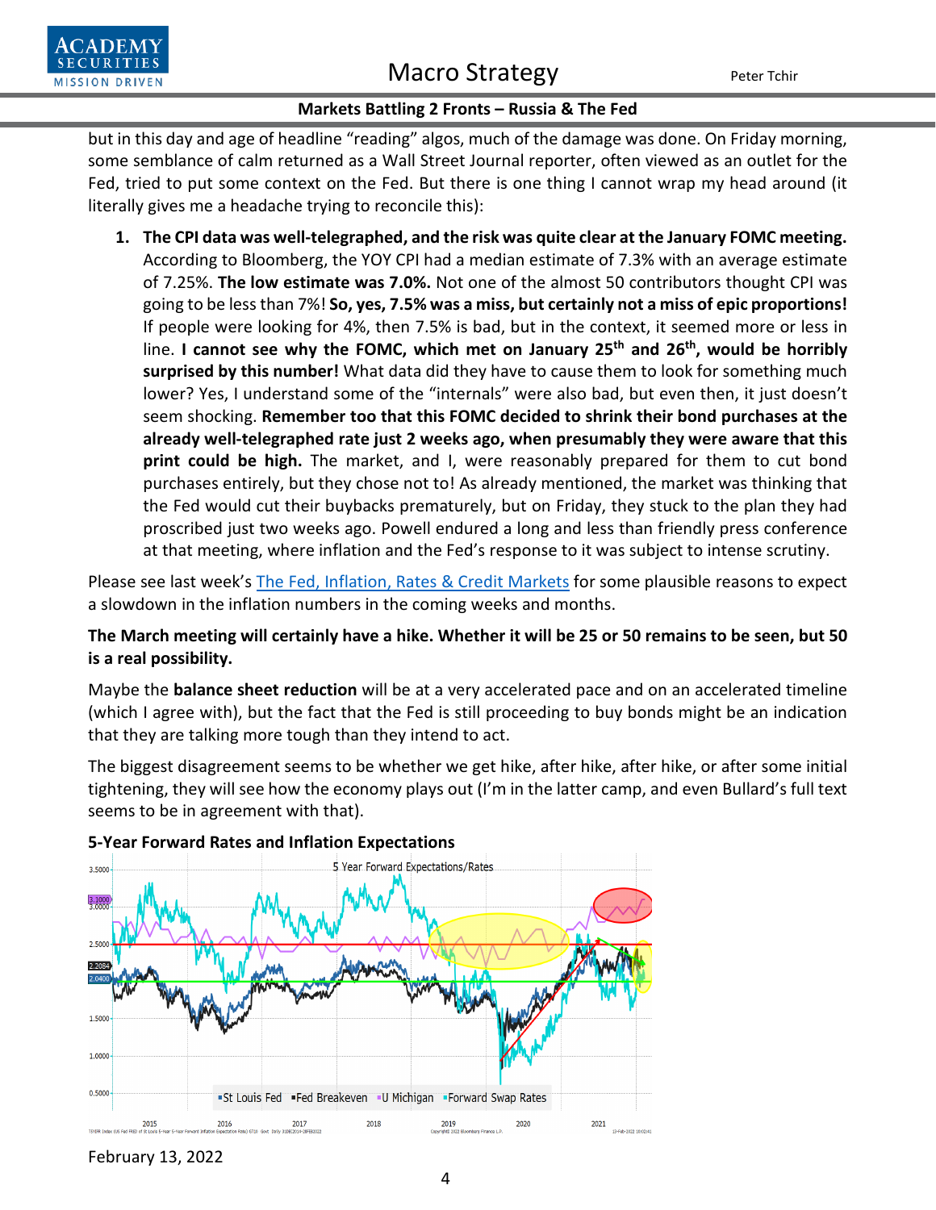but in this day and age of headline "reading" algos, much of the damage was done. On Friday morning, some semblance of calm returned as a Wall Street Journal reporter, often viewed as an outlet for the Fed, tried to put some context on the Fed. But there is one thing I cannot wrap my head around (it literally gives me a headache trying to reconcile this):

1. **The CPI data was well-telegraphed, and the risk was quite clear at the January FOMC meeting.** According to Bloomberg, the YOY CPI had a median estimate of 7.3% with an average estimate of 7.25%. **The low estimate was 7.0%.** Not one of the almost 50 contributors thought CPI was going to be less than 7%! **So, yes, 7.5% was a miss, but certainly not a miss of epic proportions!** If people were looking for 4%, then 7.5% is bad, but in the context, it seemed more or less in line. **I cannot see why the FOMC, which met on January 25th and 26th, would be horribly surprised by this number!** What data did they have to cause them to look for something much lower? Yes, I understand some of the "internals" were also bad, but even then, it just doesn't seem shocking. **Remember too that this FOMC decided to shrink their bond purchases at the already well-telegraphed rate just 2 weeks ago, when presumably they were aware that this print could be high.** The market, and I, were reasonably prepared for them to cut bond purchases entirely, but they chose not to! As already mentioned, the market was thinking that the Fed would cut their buybacks prematurely, but on Friday, they stuck to the plan they had proscribed just two weeks ago. Powell endured a long and less than friendly press conference at that meeting, where inflation and the Fed's response to it was subject to intense scrutiny.

Please see last week's [The Fed, Inflation, Rates & Credit Markets] for some plausible reasons to expect a slowdown in the inflation numbers in the coming weeks and months.

**The March meeting will certainly have a hike. Whether it will be 25 or 50 remains to be seen, but 50 is a real possibility.**

Maybe the **balance sheet reduction** will be at a very accelerated pace and on an accelerated timeline (which I agree with), but the fact that the Fed is still proceeding to buy bonds might be an indication that they are talking more tough than they intend to act.

The biggest disagreement seems to be whether we get hike, after hike, after hike, or after some initial tightening, they will see how the economy plays out (I'm in the latter camp, and even Bullard's full text seems to be in agreement with that).

**5-Year Forward Rates and Inflation Expectations**

February 13, 2022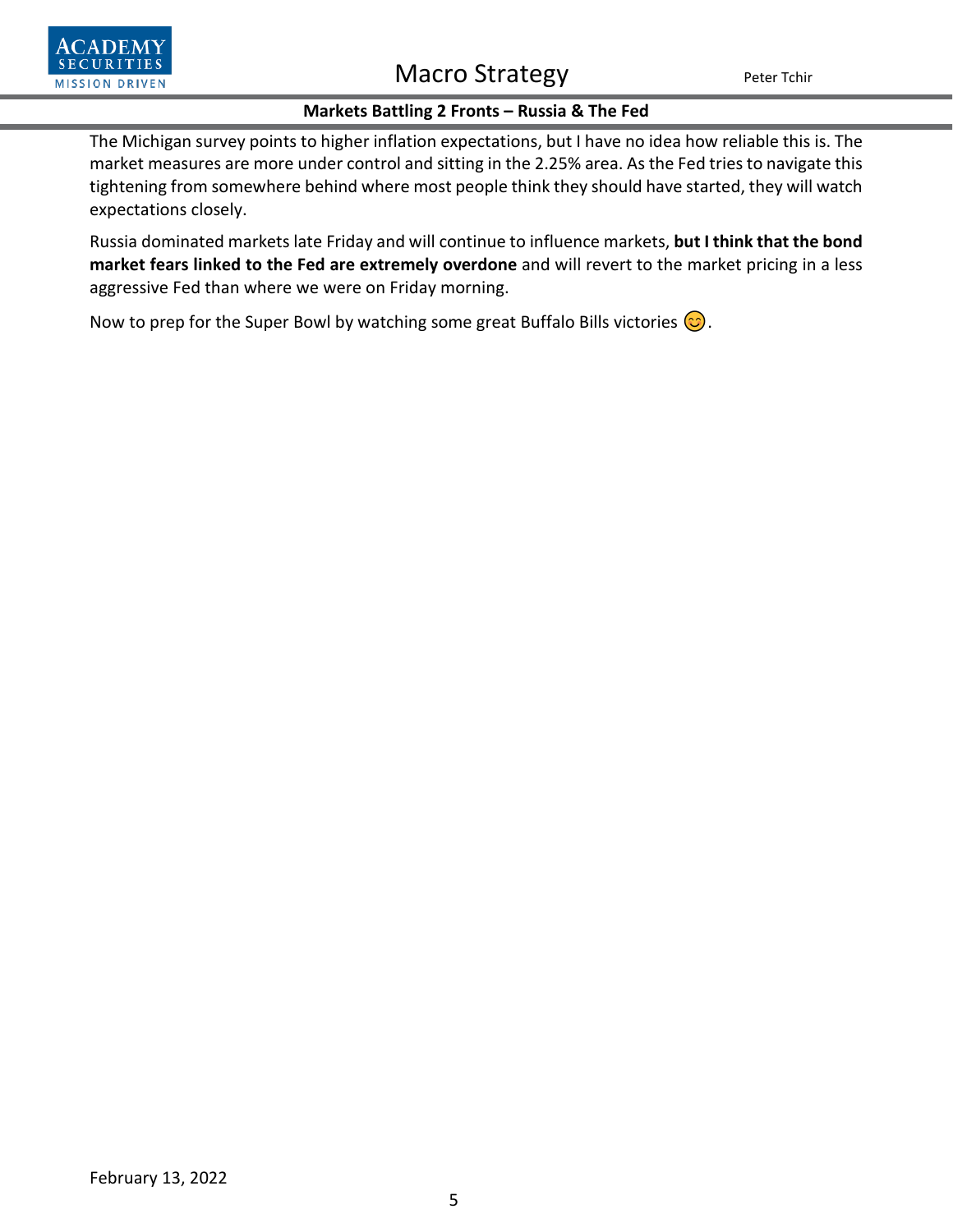The Michigan survey points to higher inflation expectations, but I have no idea how reliable this is. The market measures are more under control and sitting in the 2.25% area. As the Fed tries to navigate this tightening from somewhere behind where most people think they should have started, they will watch expectations closely.

Russia dominated markets late Friday and will continue to influence markets, **but I think that the bond market fears linked to the Fed are extremely overdone** and will revert to the market pricing in a less aggressive Fed than where we were on Friday morning.

Now to prep for the Super Bowl by watching some great Buffalo Bills victories 😊.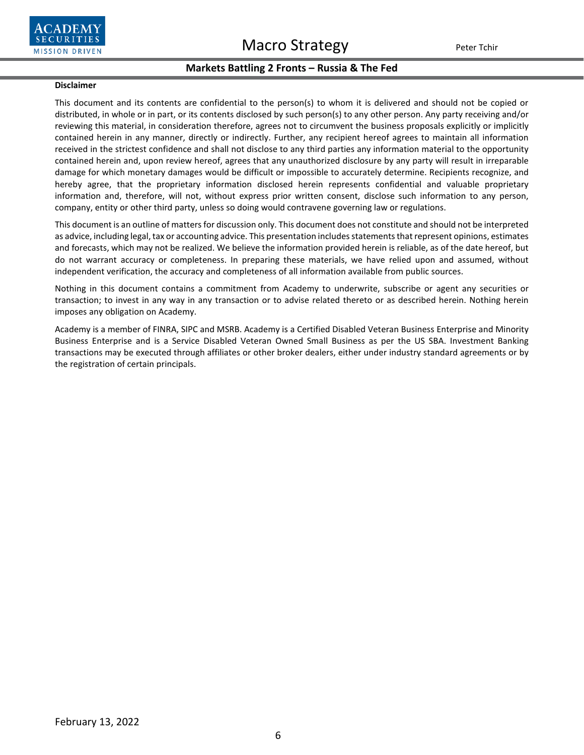**Disclaimer**

This document and its contents are confidential to the person(s) to whom it is delivered and should not be copied or distributed, in whole or in part, or its contents disclosed by such person(s) to any other person. Any party receiving and/or reviewing this material, in consideration therefore, agrees not to circumvent the business proposals explicitly or implicitly contained herein in any manner, directly or indirectly. Further, any recipient hereof agrees to maintain all information received in the strictest confidence and shall not disclose to any third parties any information material to the opportunity contained herein and, upon review hereof, agrees that any unauthorized disclosure by any party will result in irreparable damage for which monetary damages would be difficult or impossible to accurately determine. Recipients recognize, and hereby agree, that the proprietary information disclosed herein represents confidential and valuable proprietary information and, therefore, will not, without express prior written consent, disclose such information to any person, company, entity or other third party, unless so doing would contravene governing law or regulations.

This document is an outline of matters for discussion only. This document does not constitute and should not be interpreted as advice, including legal, tax or accounting advice. This presentation includes statements that represent opinions, estimates and forecasts, which may not be realized. We believe the information provided herein is reliable, as of the date hereof, but do not warrant accuracy or completeness. In preparing these materials, we have relied upon and assumed, without independent verification, the accuracy and completeness of all information available from public sources.

Nothing in this document contains a commitment from Academy to underwrite, subscribe or agent any securities or transaction; to invest in any way in any transaction or to advise related thereto or as described herein. Nothing herein imposes any obligation on Academy.

Academy is a member of FINRA, SIPC and MSRB. Academy is a Certified Disabled Veteran Business Enterprise and Minority Business Enterprise and is a Service Disabled Veteran Owned Small Business as per the US SBA. Investment Banking transactions may be executed through affiliates or other broker dealers, either under industry standard agreements or by the registration of certain principals.